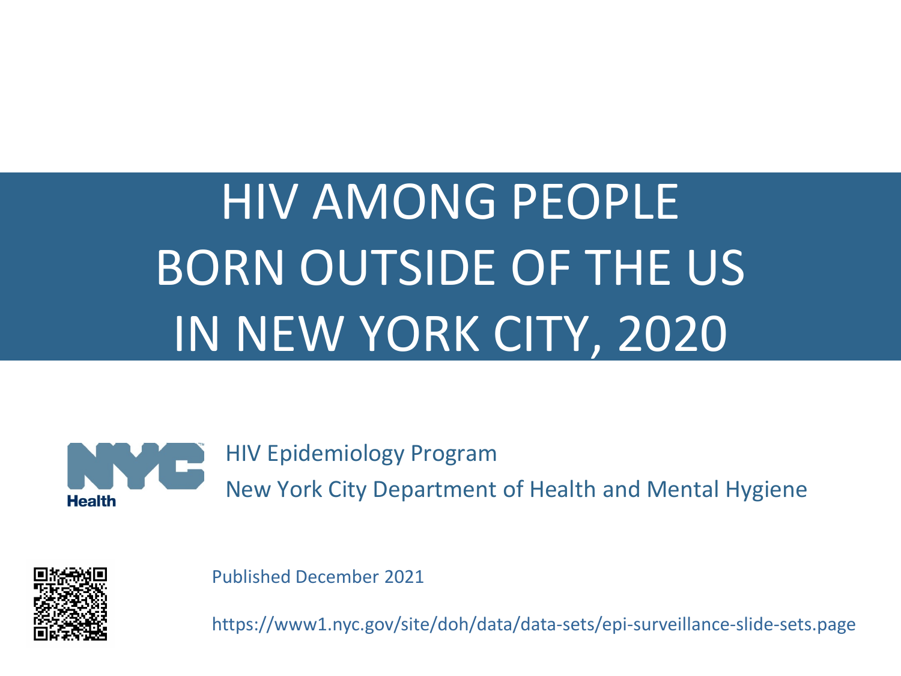# HIV AMONG PEOPLE BORN OUTSIDE OF THE US IN NEW YORK CITY, 2020

HIV Epidemiology Program

New York City Department of Health and Mental Hygiene

Published December 2021

https://www1.nyc.gov/site/doh/data/data-sets/epi-surveillance-slide-sets.page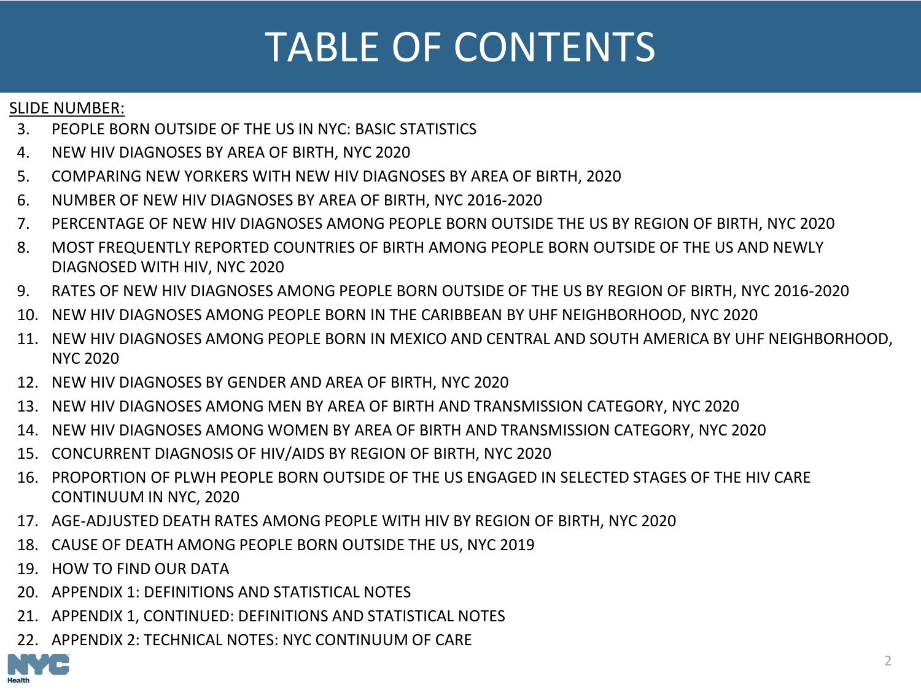# TABLE OF CONTENTS

SLIDE NUMBER:

3. PEOPLE BORN OUTSIDE OF THE US IN NYC: BASIC STATISTICS
4. NEW HIV DIAGNOSES BY AREA OF BIRTH, NYC 2020
5. COMPARING NEW YORKERS WITH NEW HIV DIAGNOSES BY AREA OF BIRTH, 2020
6. NUMBER OF NEW HIV DIAGNOSES BY AREA OF BIRTH, NYC 2016-2020
7. PERCENTAGE OF NEW HIV DIAGNOSES AMONG PEOPLE BORN OUTSIDE THE US BY REGION OF BIRTH, NYC 2020
8. MOST FREQUENTLY REPORTED COUNTRIES OF BIRTH AMONG PEOPLE BORN OUTSIDE OF THE US AND NEWLY DIAGNOSED WITH HIV, NYC 2020
9. RATES OF NEW HIV DIAGNOSES AMONG PEOPLE BORN OUTSIDE OF THE US BY REGION OF BIRTH, NYC 2016-2020
10. NEW HIV DIAGNOSES AMONG PEOPLE BORN IN THE CARIBBEAN BY UHF NEIGHBORHOOD, NYC 2020
11. NEW HIV DIAGNOSES AMONG PEOPLE BORN IN MEXICO AND CENTRAL AND SOUTH AMERICA BY UHF NEIGHBORHOOD, NYC 2020
12. NEW HIV DIAGNOSES BY GENDER AND AREA OF BIRTH, NYC 2020
13. NEW HIV DIAGNOSES AMONG MEN BY AREA OF BIRTH AND TRANSMISSION CATEGORY, NYC 2020
14. NEW HIV DIAGNOSES AMONG WOMEN BY AREA OF BIRTH AND TRANSMISSION CATEGORY, NYC 2020
15. CONCURRENT DIAGNOSIS OF HIV/AIDS BY REGION OF BIRTH, NYC 2020
16. PROPORTION OF PLWH PEOPLE BORN OUTSIDE OF THE US ENGAGED IN SELECTED STAGES OF THE HIV CARE CONTINUUM IN NYC, 2020
17. AGE-ADJUSTED DEATH RATES AMONG PEOPLE WITH HIV BY REGION OF BIRTH, NYC 2020
18. CAUSE OF DEATH AMONG PEOPLE BORN OUTSIDE THE US, NYC 2019
19. HOW TO FIND OUR DATA
20. APPENDIX 1: DEFINITIONS AND STATISTICAL NOTES
21. APPENDIX 1, CONTINUED: DEFINITIONS AND STATISTICAL NOTES
22. APPENDIX 2: TECHNICAL NOTES: NYC CONTINUUM OF CARE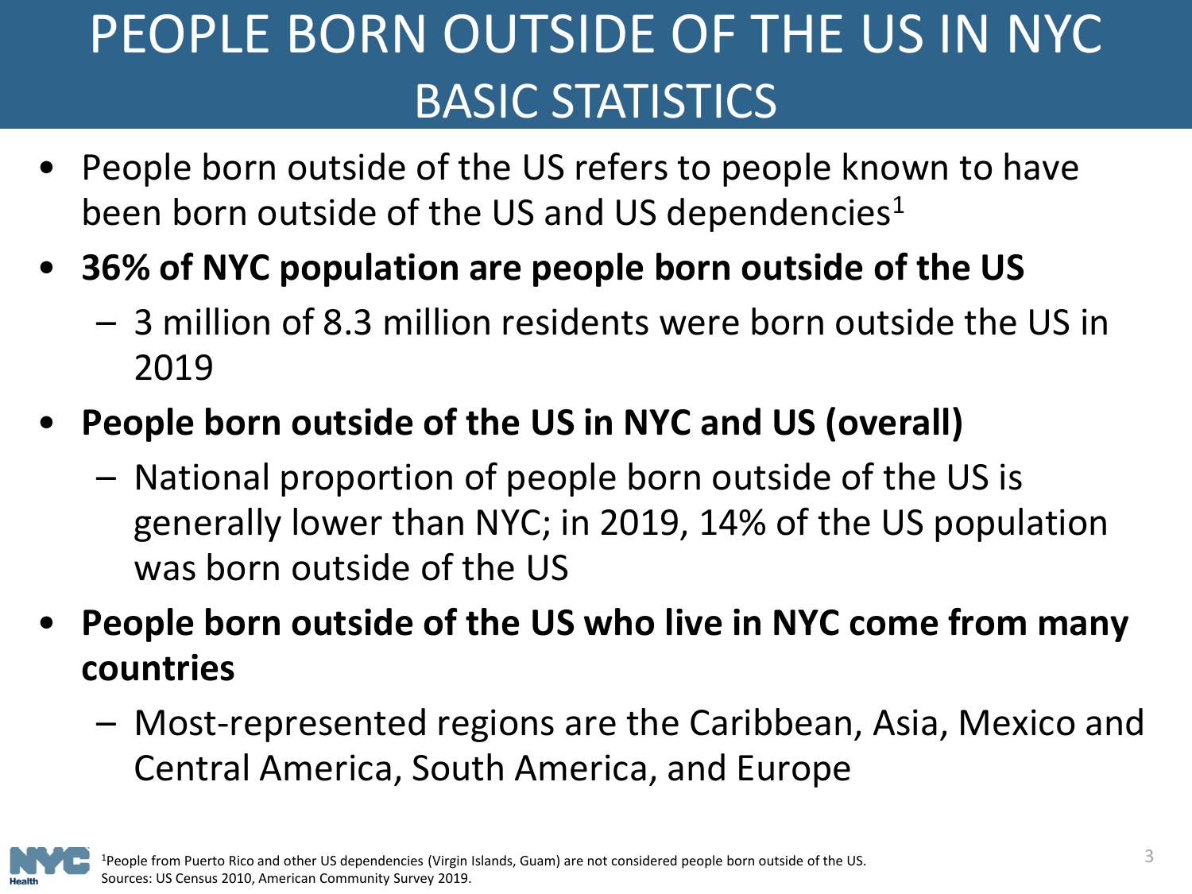# PEOPLE BORN OUTSIDE OF THE US IN NYC
## BASIC STATISTICS

- People born outside of the US refers to people known to have been born outside of the US and US dependencies[1]
- **36% of NYC population are people born outside of the US**
  - 3 million of 8.3 million residents were born outside the US in 2019
- **People born outside of the US in NYC and US (overall)**
  - National proportion of people born outside of the US is generally lower than NYC; in 2019, 14% of the US population was born outside of the US
- **People born outside of the US who live in NYC come from many countries**
  - Most-represented regions are the Caribbean, Asia, Mexico and Central America, South America, and Europe

[1]People from Puerto Rico and other US dependencies (Virgin Islands, Guam) are not considered people born outside of the US.
Sources: US Census 2010, American Community Survey 2019.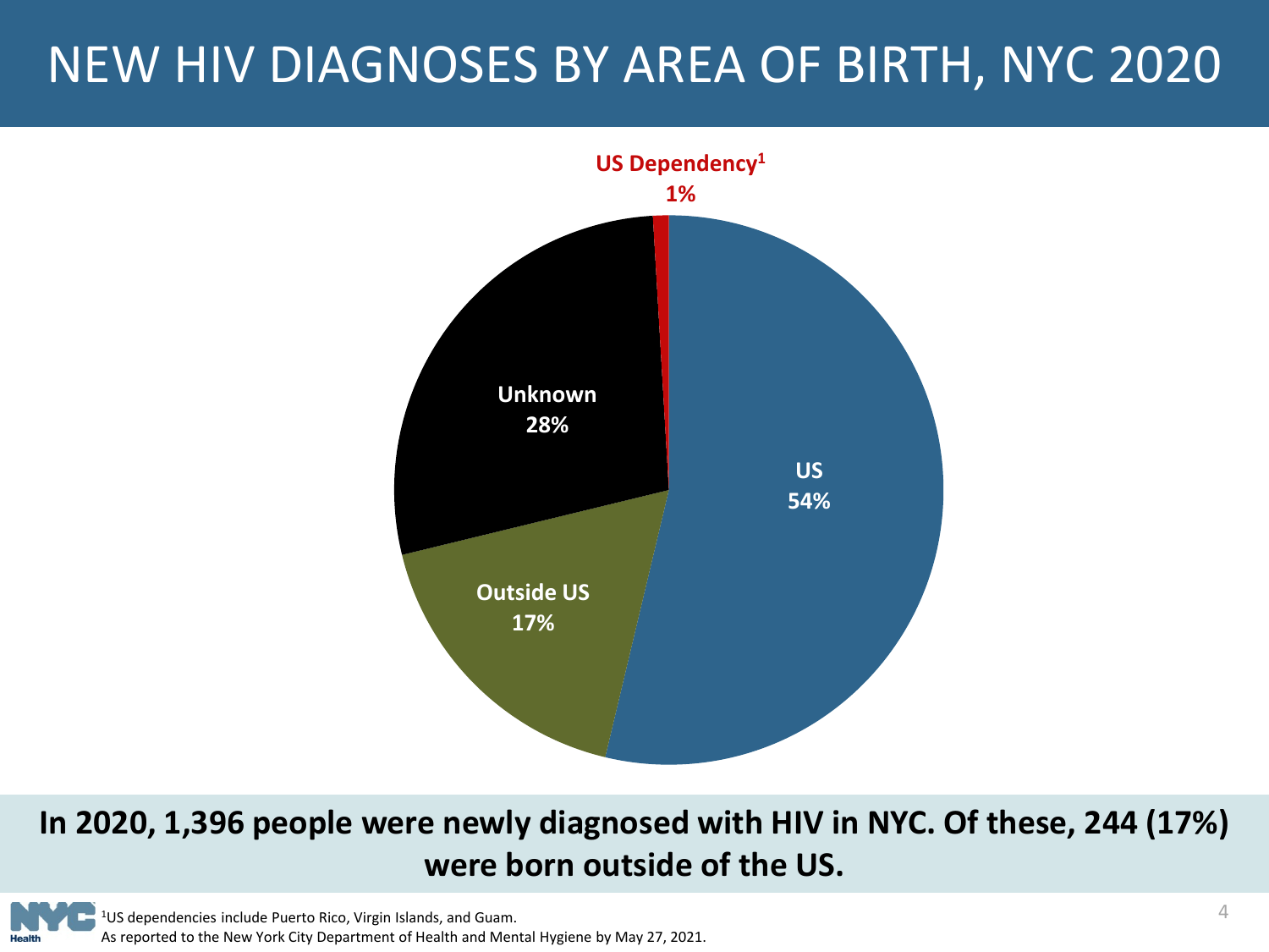# NEW HIV DIAGNOSES BY AREA OF BIRTH, NYC 2020

US Dependency[1] 1%

Unknown 28%

US 54%

Outside US 17%

**In 2020, 1,396 people were newly diagnosed with HIV in NYC. Of these, 244 (17%) were born outside of the US.**

[1]US dependencies include Puerto Rico, Virgin Islands, and Guam.

As reported to the New York City Department of Health and Mental Hygiene by May 27, 2021.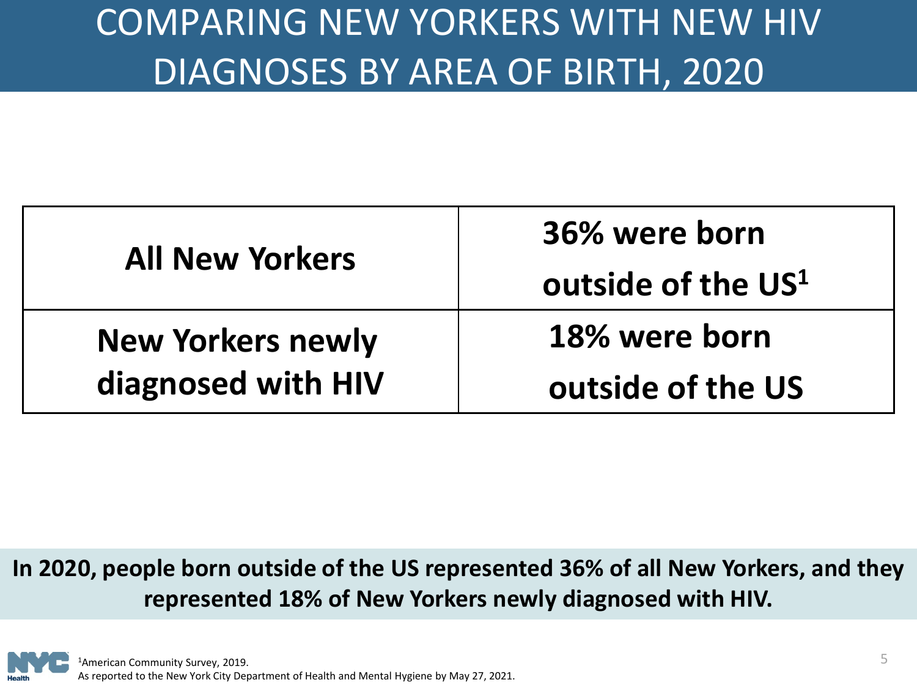# COMPARING NEW YORKERS WITH NEW HIV DIAGNOSES BY AREA OF BIRTH, 2020

| | |
|---|---|
| **All New Yorkers** | **36% were born outside of the US[1]** |
| **New Yorkers newly diagnosed with HIV** | **18% were born outside of the US** |

**In 2020, people born outside of the US represented 36% of all New Yorkers, and they represented 18% of New Yorkers newly diagnosed with HIV.**

[1]American Community Survey, 2019.

As reported to the New York City Department of Health and Mental Hygiene by May 27, 2021.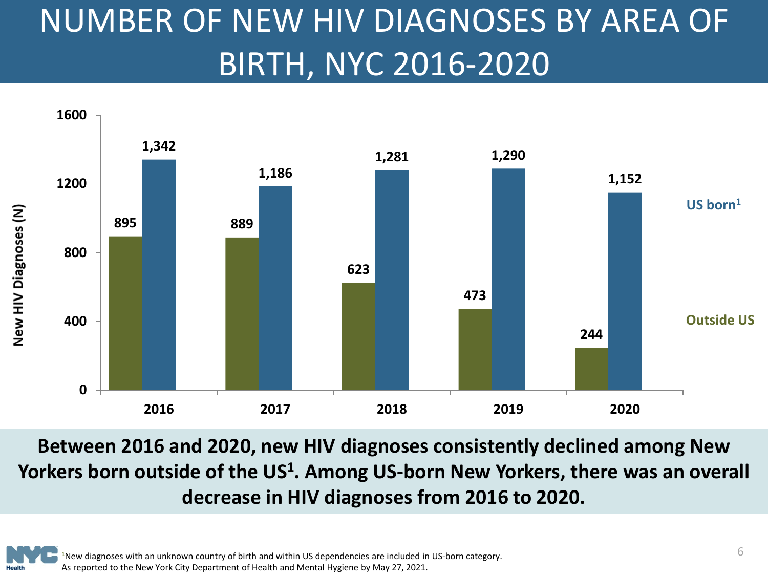# NUMBER OF NEW HIV DIAGNOSES BY AREA OF BIRTH, NYC 2016-2020

| Year | Outside US | US born[1] |
|---|---|---|
| 2016 | 895 | 1,342 |
| 2017 | 889 | 1,186 |
| 2018 | 623 | 1,281 |
| 2019 | 473 | 1,290 |
| 2020 | 244 | 1,152 |

**Between 2016 and 2020, new HIV diagnoses consistently declined among New Yorkers born outside of the US[1]. Among US-born New Yorkers, there was an overall decrease in HIV diagnoses from 2016 to 2020.**

[1]New diagnoses with an unknown country of birth and within US dependencies are included in US-born category.
As reported to the New York City Department of Health and Mental Hygiene by May 27, 2021.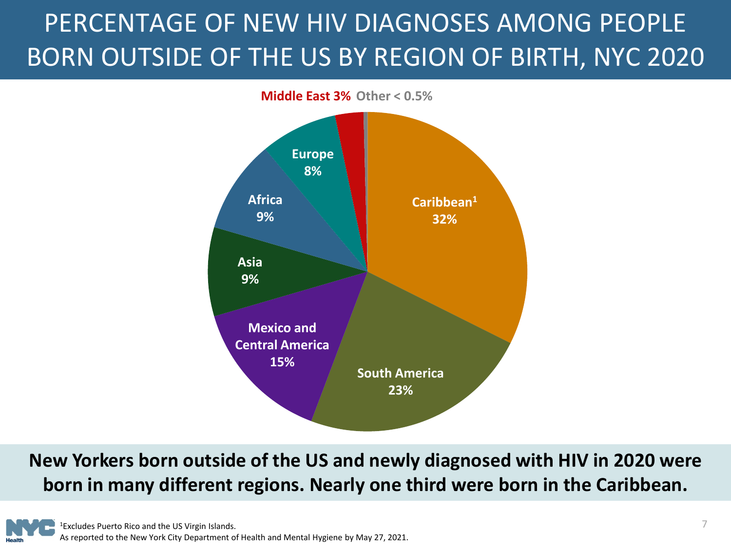# PERCENTAGE OF NEW HIV DIAGNOSES AMONG PEOPLE BORN OUTSIDE OF THE US BY REGION OF BIRTH, NYC 2020

| Region of Birth | Percentage |
| --- | --- |
| Caribbean[1] | 32% |
| South America | 23% |
| Mexico and Central America | 15% |
| Asia | 9% |
| Africa | 9% |
| Europe | 8% |
| Middle East | 3% |
| Other | < 0.5% |

**New Yorkers born outside of the US and newly diagnosed with HIV in 2020 were born in many different regions. Nearly one third were born in the Caribbean.**

[1]Excludes Puerto Rico and the US Virgin Islands.

As reported to the New York City Department of Health and Mental Hygiene by May 27, 2021.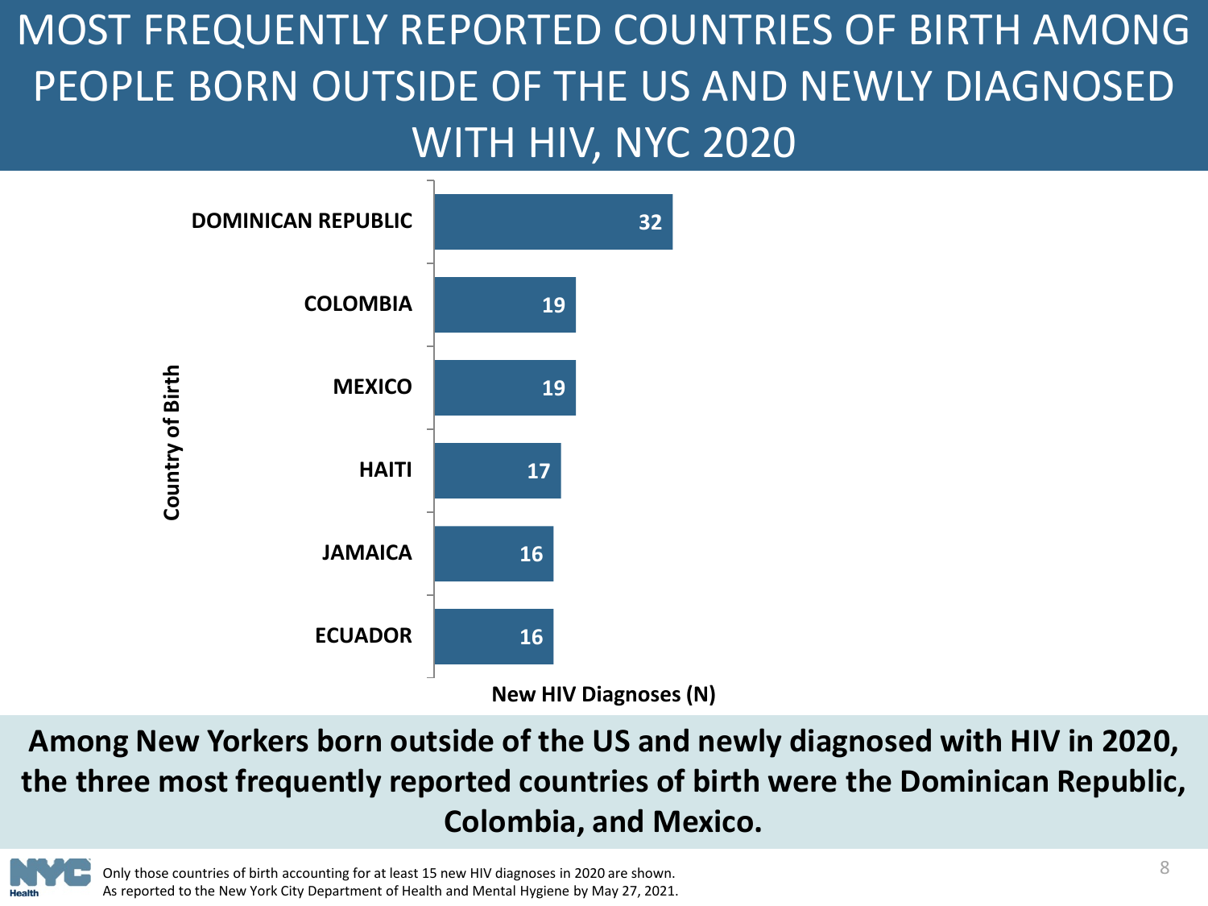# MOST FREQUENTLY REPORTED COUNTRIES OF BIRTH AMONG PEOPLE BORN OUTSIDE OF THE US AND NEWLY DIAGNOSED WITH HIV, NYC 2020

| Country of Birth | New HIV Diagnoses (N) |
| --- | --- |
| DOMINICAN REPUBLIC | 32 |
| COLOMBIA | 19 |
| MEXICO | 19 |
| HAITI | 17 |
| JAMAICA | 16 |
| ECUADOR | 16 |

**Among New Yorkers born outside of the US and newly diagnosed with HIV in 2020, the three most frequently reported countries of birth were the Dominican Republic, Colombia, and Mexico.**

Only those countries of birth accounting for at least 15 new HIV diagnoses in 2020 are shown.
As reported to the New York City Department of Health and Mental Hygiene by May 27, 2021.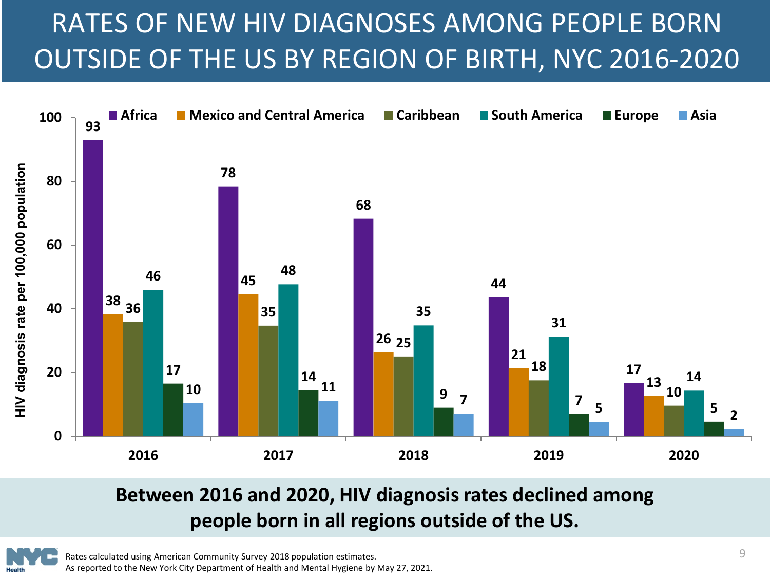# RATES OF NEW HIV DIAGNOSES AMONG PEOPLE BORN OUTSIDE OF THE US BY REGION OF BIRTH, NYC 2016-2020

HIV diagnosis rate per 100,000 population

| Region of birth | 2016 | 2017 | 2018 | 2019 | 2020 |
|---|---|---|---|---|---|
| Africa | 93 | 78 | 68 | 44 | 17 |
| Mexico and Central America | 38 | 45 | 26 | 21 | 13 |
| Caribbean | 36 | 35 | 25 | 18 | 10 |
| South America | 46 | 48 | 35 | 31 | 14 |
| Europe | 17 | 14 | 9 | 7 | 5 |
| Asia | 10 | 11 | 7 | 5 | 2 |

**Between 2016 and 2020, HIV diagnosis rates declined among people born in all regions outside of the US.**

Rates calculated using American Community Survey 2018 population estimates.
As reported to the New York City Department of Health and Mental Hygiene by May 27, 2021.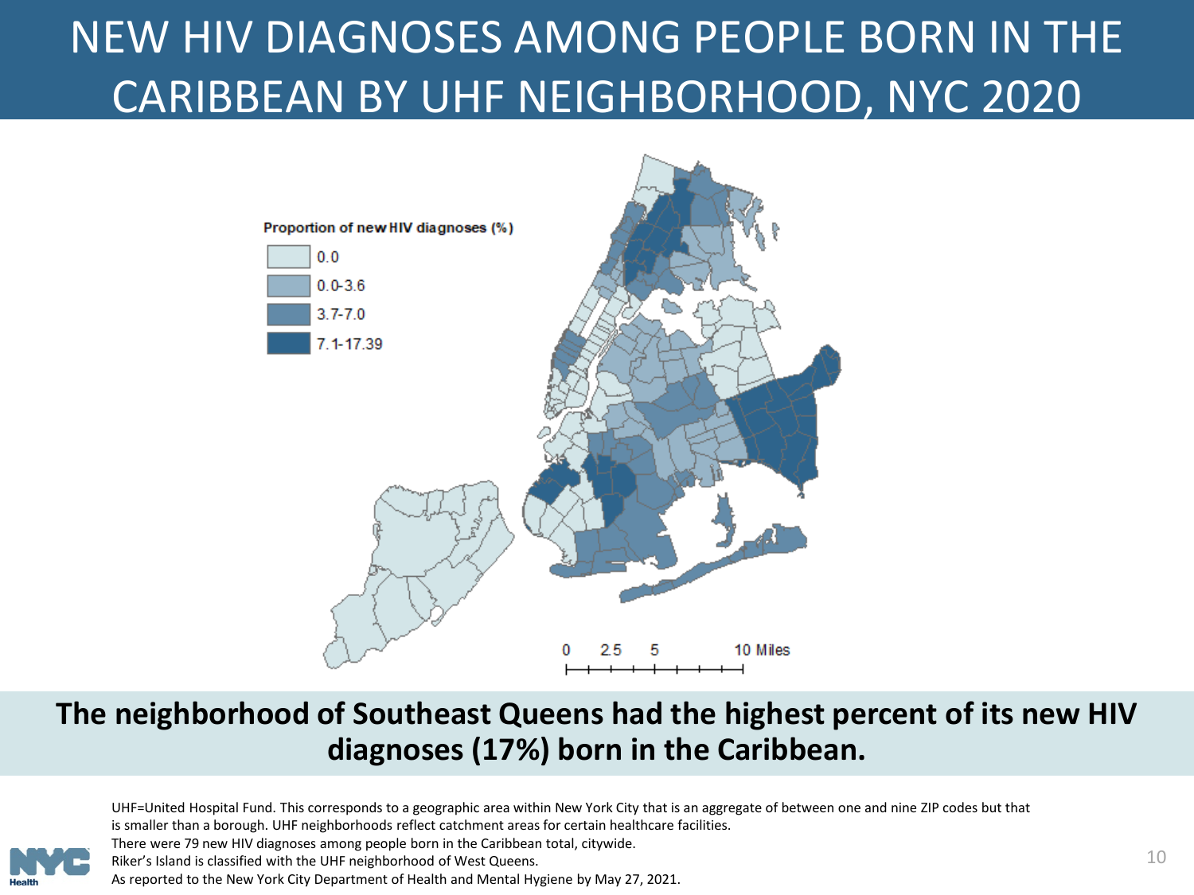# NEW HIV DIAGNOSES AMONG PEOPLE BORN IN THE CARIBBEAN BY UHF NEIGHBORHOOD, NYC 2020

Proportion of new HIV diagnoses (%)

- 0.0
- 0.0-3.6
- 3.7-7.0
- 7.1-17.39

0 2.5 5 10 Miles

**The neighborhood of Southeast Queens had the highest percent of its new HIV diagnoses (17%) born in the Caribbean.**

UHF=United Hospital Fund. This corresponds to a geographic area within New York City that is an aggregate of between one and nine ZIP codes but that is smaller than a borough. UHF neighborhoods reflect catchment areas for certain healthcare facilities.
There were 79 new HIV diagnoses among people born in the Caribbean total, citywide.
Riker's Island is classified with the UHF neighborhood of West Queens.
As reported to the New York City Department of Health and Mental Hygiene by May 27, 2021.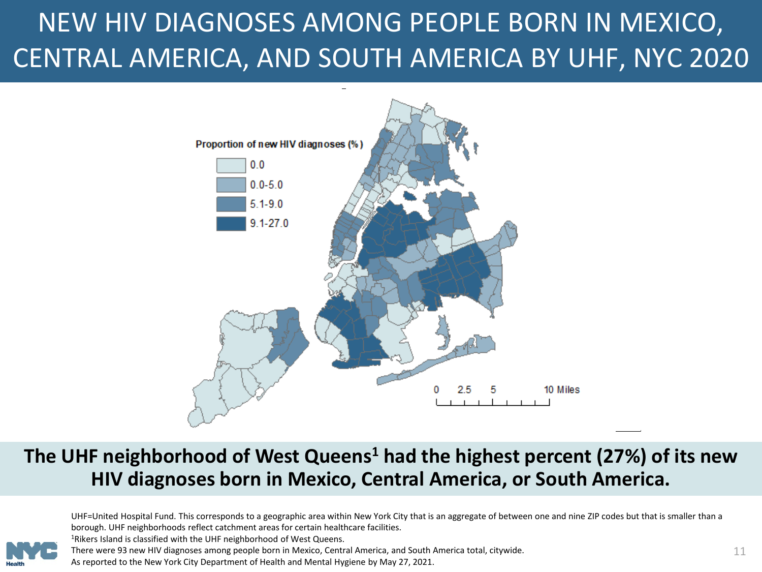# NEW HIV DIAGNOSES AMONG PEOPLE BORN IN MEXICO, CENTRAL AMERICA, AND SOUTH AMERICA BY UHF, NYC 2020

Proportion of new HIV diagnoses (%)

- 0.0
- 0.0-5.0
- 5.1-9.0
- 9.1-27.0

0 2.5 5 10 Miles

**The UHF neighborhood of West Queens[1] had the highest percent (27%) of its new HIV diagnoses born in Mexico, Central America, or South America.**

UHF=United Hospital Fund. This corresponds to a geographic area within New York City that is an aggregate of between one and nine ZIP codes but that is smaller than a borough. UHF neighborhoods reflect catchment areas for certain healthcare facilities.

[1]Rikers Island is classified with the UHF neighborhood of West Queens.

There were 93 new HIV diagnoses among people born in Mexico, Central America, and South America total, citywide.

As reported to the New York City Department of Health and Mental Hygiene by May 27, 2021.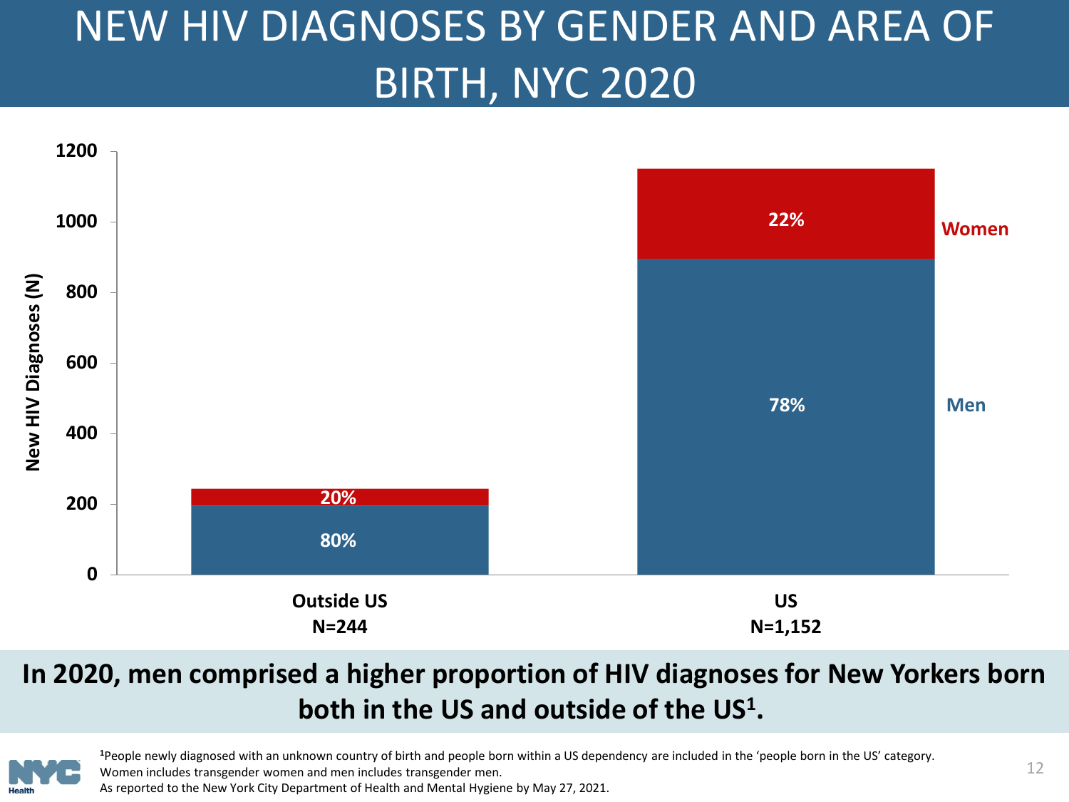# NEW HIV DIAGNOSES BY GENDER AND AREA OF BIRTH, NYC 2020

| Area of birth | Men | Women |
|---|---|---|
| Outside US (N=244) | 80% | 20% |
| US (N=1,152) | 78% | 22% |

**In 2020, men comprised a higher proportion of HIV diagnoses for New Yorkers born both in the US and outside of the US[1].**

[1]People newly diagnosed with an unknown country of birth and people born within a US dependency are included in the 'people born in the US' category.
Women includes transgender women and men includes transgender men.
As reported to the New York City Department of Health and Mental Hygiene by May 27, 2021.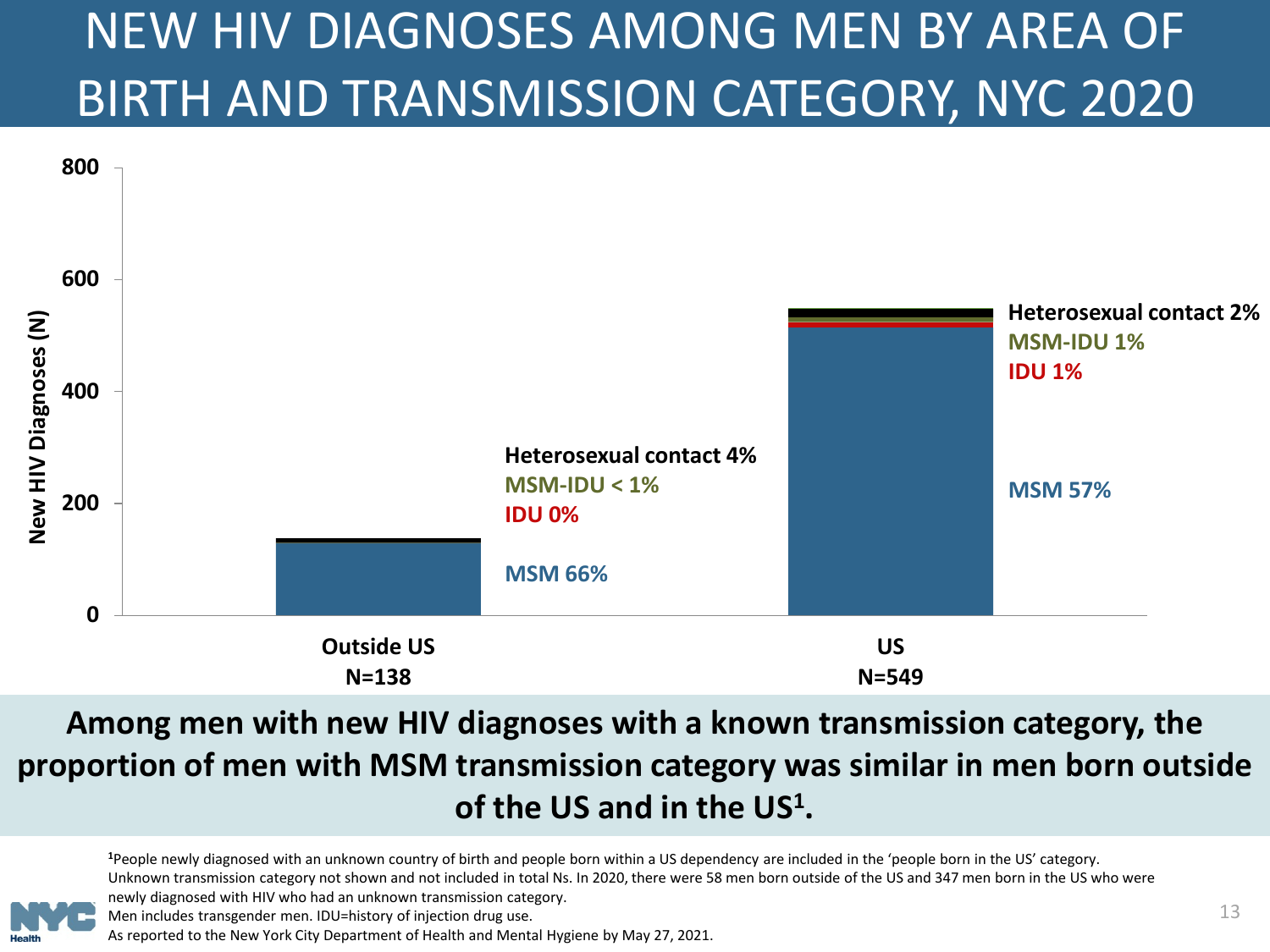# NEW HIV DIAGNOSES AMONG MEN BY AREA OF BIRTH AND TRANSMISSION CATEGORY, NYC 2020

New HIV Diagnoses (N)

| | Outside US N=138 | US N=549 |
|---|---|---|
| Heterosexual contact | 4% | 2% |
| MSM-IDU | < 1% | 1% |
| IDU | 0% | 1% |
| MSM | 66% | 57% |

**Among men with new HIV diagnoses with a known transmission category, the proportion of men with MSM transmission category was similar in men born outside of the US and in the US[1].**

[1]People newly diagnosed with an unknown country of birth and people born within a US dependency are included in the 'people born in the US' category.
Unknown transmission category not shown and not included in total Ns. In 2020, there were 58 men born outside of the US and 347 men born in the US who were newly diagnosed with HIV who had an unknown transmission category.
Men includes transgender men. IDU=history of injection drug use.
As reported to the New York City Department of Health and Mental Hygiene by May 27, 2021.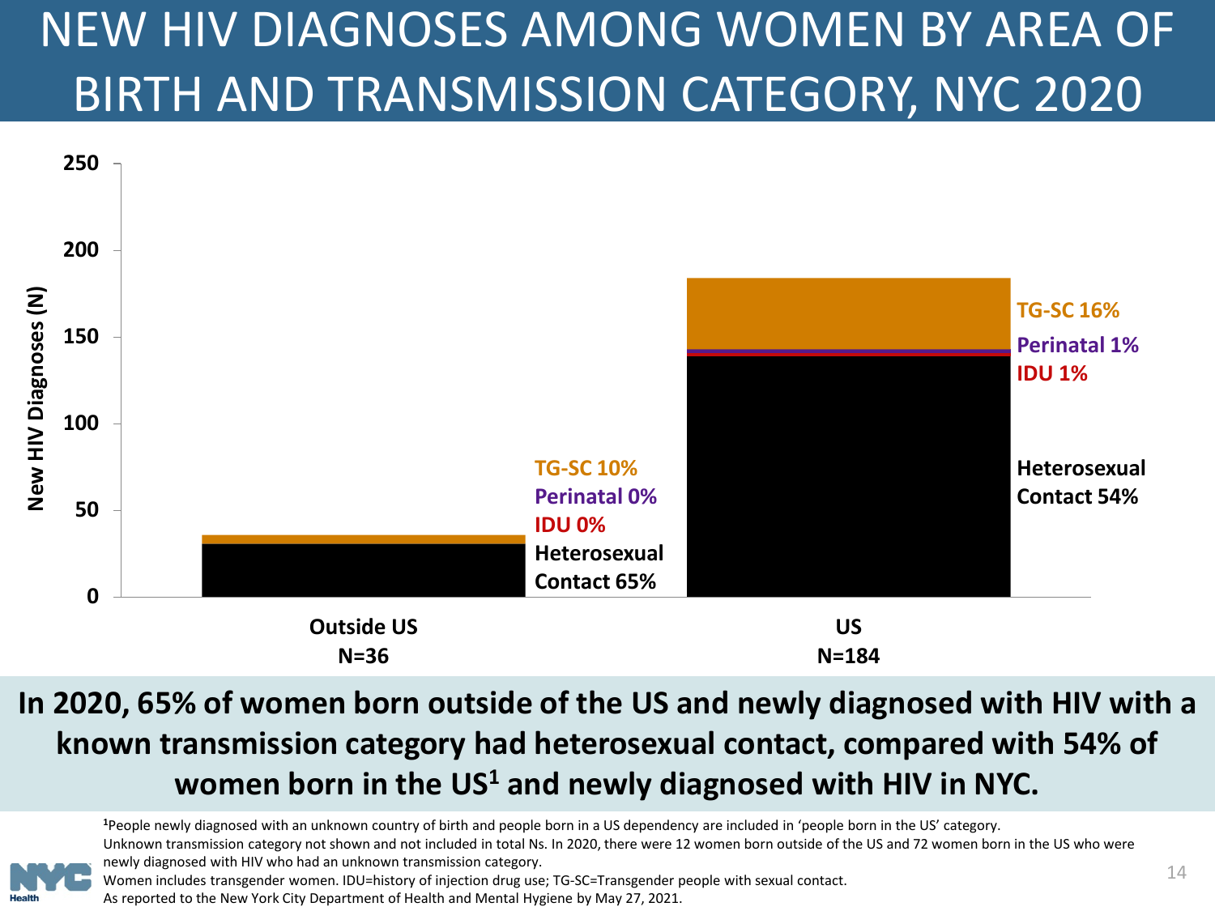# NEW HIV DIAGNOSES AMONG WOMEN BY AREA OF BIRTH AND TRANSMISSION CATEGORY, NYC 2020

New HIV Diagnoses (N)

| Transmission category | Outside US N=36 | US N=184 |
|---|---|---|
| TG-SC | 10% | 16% |
| Perinatal | 0% | 1% |
| IDU | 0% | 1% |
| Heterosexual Contact | 65% | 54% |

**In 2020, 65% of women born outside of the US and newly diagnosed with HIV with a known transmission category had heterosexual contact, compared with 54% of women born in the US[1] and newly diagnosed with HIV in NYC.**

[1]People newly diagnosed with an unknown country of birth and people born in a US dependency are included in 'people born in the US' category.

Unknown transmission category not shown and not included in total Ns. In 2020, there were 12 women born outside of the US and 72 women born in the US who were newly diagnosed with HIV who had an unknown transmission category.

Women includes transgender women. IDU=history of injection drug use; TG-SC=Transgender people with sexual contact.

As reported to the New York City Department of Health and Mental Hygiene by May 27, 2021.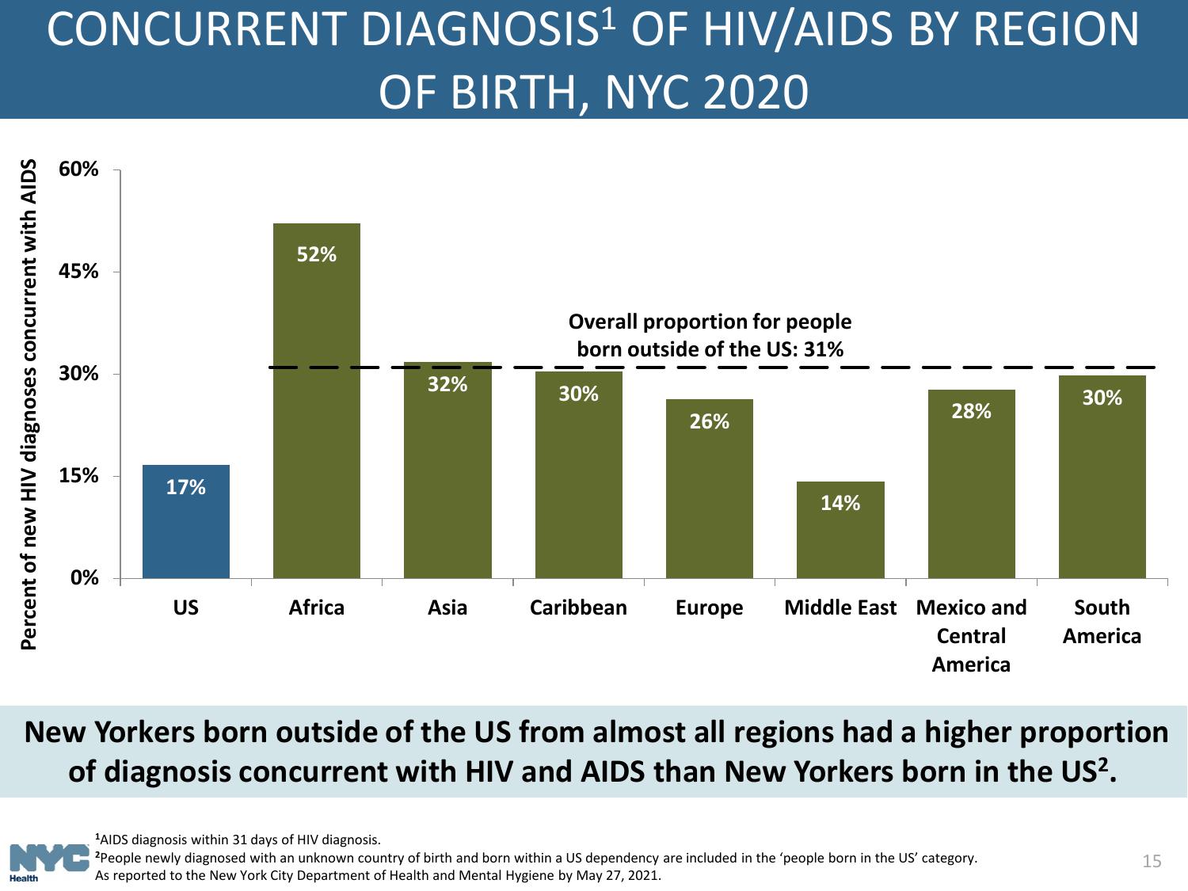# CONCURRENT DIAGNOSIS[1] OF HIV/AIDS BY REGION OF BIRTH, NYC 2020

| Region of birth | Percent of new HIV diagnoses concurrent with AIDS |
|---|---|
| US | 17% |
| Africa | 52% |
| Asia | 32% |
| Caribbean | 30% |
| Europe | 26% |
| Middle East | 14% |
| Mexico and Central America | 28% |
| South America | 30% |

Overall proportion for people born outside of the US: 31%

**New Yorkers born outside of the US from almost all regions had a higher proportion of diagnosis concurrent with HIV and AIDS than New Yorkers born in the US[2].**

[1]AIDS diagnosis within 31 days of HIV diagnosis.

[2]People newly diagnosed with an unknown country of birth and born within a US dependency are included in the 'people born in the US' category.

As reported to the New York City Department of Health and Mental Hygiene by May 27, 2021.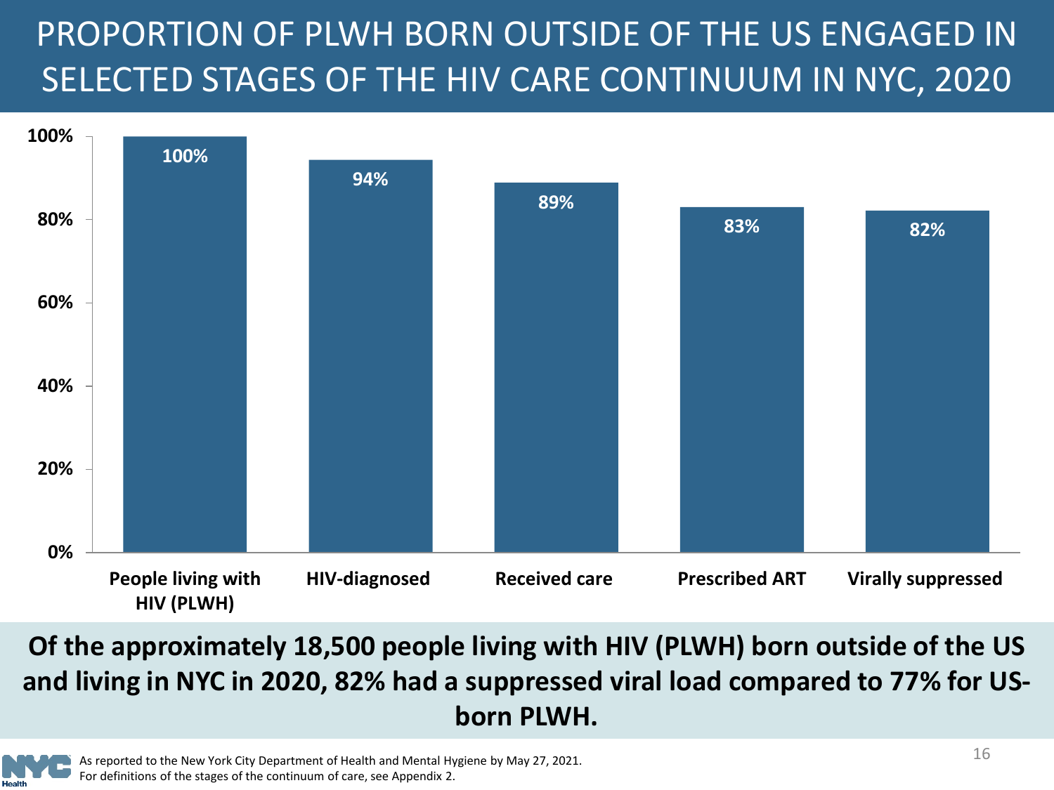# PROPORTION OF PLWH BORN OUTSIDE OF THE US ENGAGED IN SELECTED STAGES OF THE HIV CARE CONTINUUM IN NYC, 2020

| Stage | Percent |
|---|---|
| People living with HIV (PLWH) | 100% |
| HIV-diagnosed | 94% |
| Received care | 89% |
| Prescribed ART | 83% |
| Virally suppressed | 82% |

**Of the approximately 18,500 people living with HIV (PLWH) born outside of the US and living in NYC in 2020, 82% had a suppressed viral load compared to 77% for US-born PLWH.**

As reported to the New York City Department of Health and Mental Hygiene by May 27, 2021.
For definitions of the stages of the continuum of care, see Appendix 2.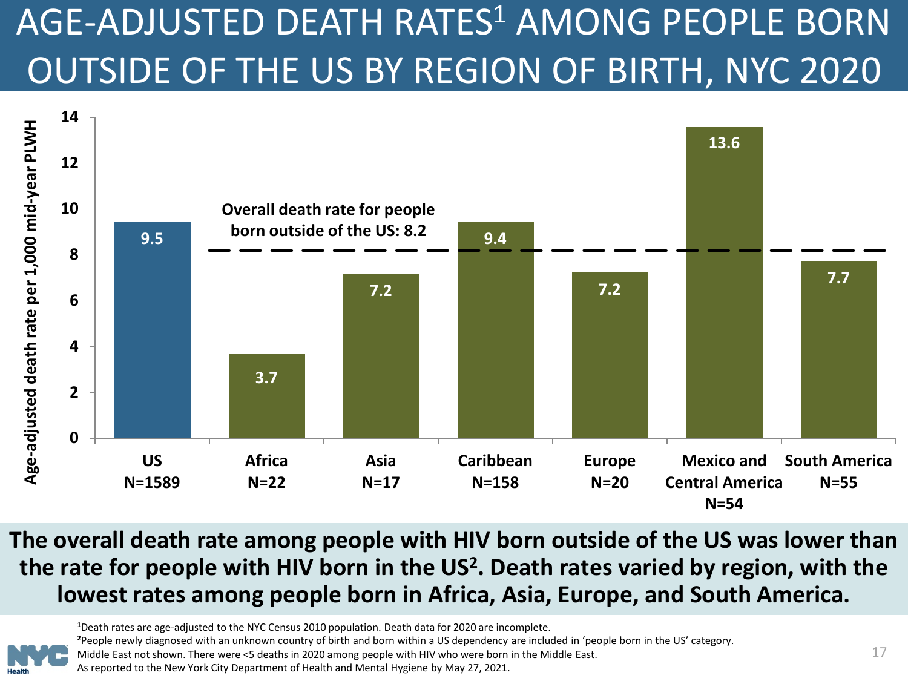# AGE-ADJUSTED DEATH RATES[1] AMONG PEOPLE BORN OUTSIDE OF THE US BY REGION OF BIRTH, NYC 2020

| Region of birth | N | Age-adjusted death rate per 1,000 mid-year PLWH |
|---|---|---|
| US | 1589 | 9.5 |
| Africa | 22 | 3.7 |
| Asia | 17 | 7.2 |
| Caribbean | 158 | 9.4 |
| Europe | 20 | 7.2 |
| Mexico and Central America | 54 | 13.6 |
| South America | 55 | 7.7 |

Overall death rate for people born outside of the US: 8.2

**The overall death rate among people with HIV born outside of the US was lower than the rate for people with HIV born in the US[2]. Death rates varied by region, with the lowest rates among people born in Africa, Asia, Europe, and South America.**

[1]Death rates are age-adjusted to the NYC Census 2010 population. Death data for 2020 are incomplete.
[2]People newly diagnosed with an unknown country of birth and born within a US dependency are included in 'people born in the US' category.
Middle East not shown. There were <5 deaths in 2020 among people with HIV who were born in the Middle East.
As reported to the New York City Department of Health and Mental Hygiene by May 27, 2021.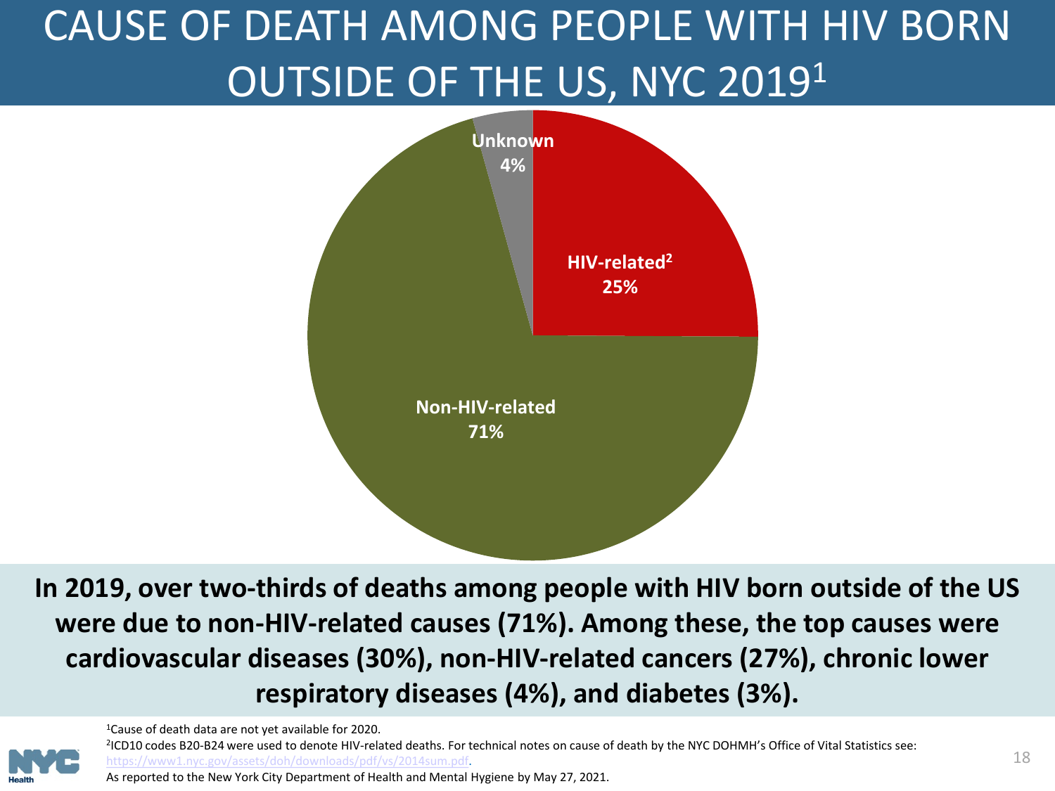# CAUSE OF DEATH AMONG PEOPLE WITH HIV BORN OUTSIDE OF THE US, NYC 2019[1]

| Cause of death | Percent |
| --- | --- |
| HIV-related[2] | 25% |
| Non-HIV-related | 71% |
| Unknown | 4% |

**In 2019, over two-thirds of deaths among people with HIV born outside of the US were due to non-HIV-related causes (71%). Among these, the top causes were cardiovascular diseases (30%), non-HIV-related cancers (27%), chronic lower respiratory diseases (4%), and diabetes (3%).**

[1]Cause of death data are not yet available for 2020.

[2]ICD10 codes B20-B24 were used to denote HIV-related deaths. For technical notes on cause of death by the NYC DOHMH's Office of Vital Statistics see: https://www1.nyc.gov/assets/doh/downloads/pdf/vs/2014sum.pdf.

As reported to the New York City Department of Health and Mental Hygiene by May 27, 2021.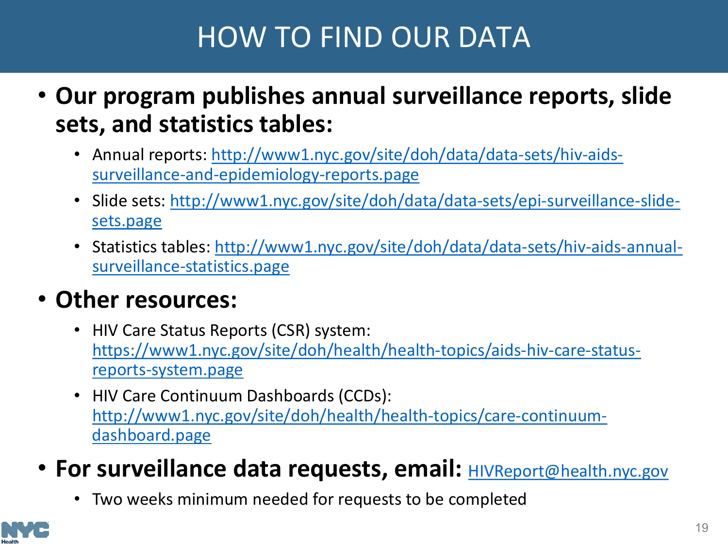# HOW TO FIND OUR DATA

- **Our program publishes annual surveillance reports, slide sets, and statistics tables:**
  - Annual reports: http://www1.nyc.gov/site/doh/data/data-sets/hiv-aids-surveillance-and-epidemiology-reports.page
  - Slide sets: http://www1.nyc.gov/site/doh/data/data-sets/epi-surveillance-slide-sets.page
  - Statistics tables: http://www1.nyc.gov/site/doh/data/data-sets/hiv-aids-annual-surveillance-statistics.page
- **Other resources:**
  - HIV Care Status Reports (CSR) system: https://www1.nyc.gov/site/doh/health/health-topics/aids-hiv-care-status-reports-system.page
  - HIV Care Continuum Dashboards (CCDs): http://www1.nyc.gov/site/doh/health/health-topics/care-continuum-dashboard.page
- **For surveillance data requests, email:** HIVReport@health.nyc.gov
  - Two weeks minimum needed for requests to be completed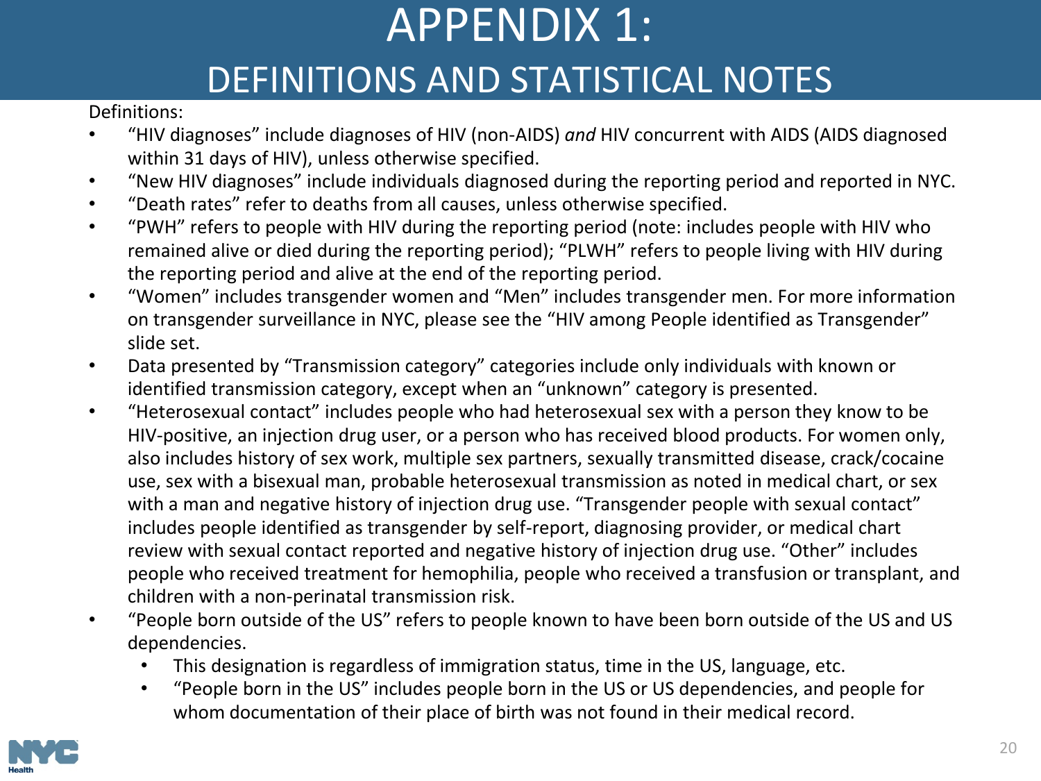# APPENDIX 1:
## DEFINITIONS AND STATISTICAL NOTES

Definitions:

- “HIV diagnoses” include diagnoses of HIV (non-AIDS) *and* HIV concurrent with AIDS (AIDS diagnosed within 31 days of HIV), unless otherwise specified.
- “New HIV diagnoses” include individuals diagnosed during the reporting period and reported in NYC.
- “Death rates” refer to deaths from all causes, unless otherwise specified.
- “PWH” refers to people with HIV during the reporting period (note: includes people with HIV who remained alive or died during the reporting period); “PLWH” refers to people living with HIV during the reporting period and alive at the end of the reporting period.
- “Women” includes transgender women and “Men” includes transgender men. For more information on transgender surveillance in NYC, please see the “HIV among People identified as Transgender” slide set.
- Data presented by “Transmission category” categories include only individuals with known or identified transmission category, except when an “unknown” category is presented.
- “Heterosexual contact” includes people who had heterosexual sex with a person they know to be HIV-positive, an injection drug user, or a person who has received blood products. For women only, also includes history of sex work, multiple sex partners, sexually transmitted disease, crack/cocaine use, sex with a bisexual man, probable heterosexual transmission as noted in medical chart, or sex with a man and negative history of injection drug use. “Transgender people with sexual contact” includes people identified as transgender by self-report, diagnosing provider, or medical chart review with sexual contact reported and negative history of injection drug use. “Other” includes people who received treatment for hemophilia, people who received a transfusion or transplant, and children with a non-perinatal transmission risk.
- “People born outside of the US” refers to people known to have been born outside of the US and US dependencies.
  - This designation is regardless of immigration status, time in the US, language, etc.
  - “People born in the US” includes people born in the US or US dependencies, and people for whom documentation of their place of birth was not found in their medical record.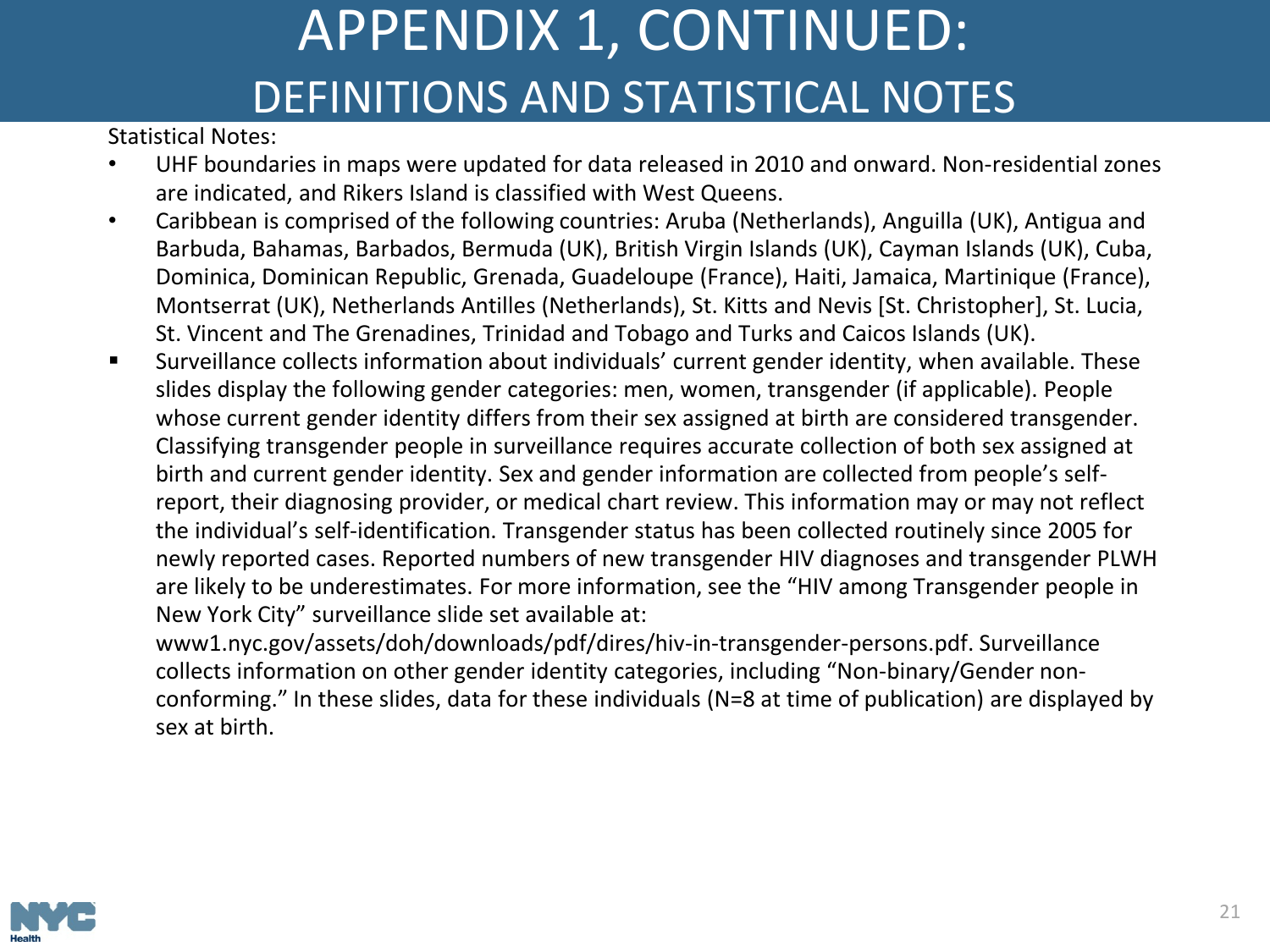# APPENDIX 1, CONTINUED:
## DEFINITIONS AND STATISTICAL NOTES

Statistical Notes:

- UHF boundaries in maps were updated for data released in 2010 and onward. Non-residential zones are indicated, and Rikers Island is classified with West Queens.
- Caribbean is comprised of the following countries: Aruba (Netherlands), Anguilla (UK), Antigua and Barbuda, Bahamas, Barbados, Bermuda (UK), British Virgin Islands (UK), Cayman Islands (UK), Cuba, Dominica, Dominican Republic, Grenada, Guadeloupe (France), Haiti, Jamaica, Martinique (France), Montserrat (UK), Netherlands Antilles (Netherlands), St. Kitts and Nevis [St. Christopher], St. Lucia, St. Vincent and The Grenadines, Trinidad and Tobago and Turks and Caicos Islands (UK).
- Surveillance collects information about individuals' current gender identity, when available. These slides display the following gender categories: men, women, transgender (if applicable). People whose current gender identity differs from their sex assigned at birth are considered transgender. Classifying transgender people in surveillance requires accurate collection of both sex assigned at birth and current gender identity. Sex and gender information are collected from people's self-report, their diagnosing provider, or medical chart review. This information may or may not reflect the individual's self-identification. Transgender status has been collected routinely since 2005 for newly reported cases. Reported numbers of new transgender HIV diagnoses and transgender PLWH are likely to be underestimates. For more information, see the "HIV among Transgender people in New York City" surveillance slide set available at: www1.nyc.gov/assets/doh/downloads/pdf/dires/hiv-in-transgender-persons.pdf. Surveillance collects information on other gender identity categories, including "Non-binary/Gender non-conforming." In these slides, data for these individuals (N=8 at time of publication) are displayed by sex at birth.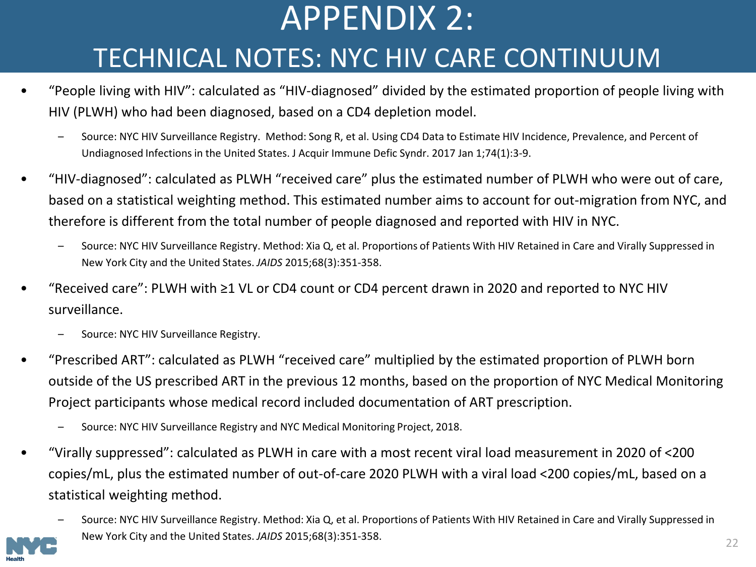# APPENDIX 2:

## TECHNICAL NOTES: NYC HIV CARE CONTINUUM

- "People living with HIV": calculated as "HIV-diagnosed" divided by the estimated proportion of people living with HIV (PLWH) who had been diagnosed, based on a CD4 depletion model.
  - Source: NYC HIV Surveillance Registry. Method: Song R, et al. Using CD4 Data to Estimate HIV Incidence, Prevalence, and Percent of Undiagnosed Infections in the United States. J Acquir Immune Defic Syndr. 2017 Jan 1;74(1):3-9.
- "HIV-diagnosed": calculated as PLWH "received care" plus the estimated number of PLWH who were out of care, based on a statistical weighting method. This estimated number aims to account for out-migration from NYC, and therefore is different from the total number of people diagnosed and reported with HIV in NYC.
  - Source: NYC HIV Surveillance Registry. Method: Xia Q, et al. Proportions of Patients With HIV Retained in Care and Virally Suppressed in New York City and the United States. *JAIDS* 2015;68(3):351-358.
- "Received care": PLWH with ≥1 VL or CD4 count or CD4 percent drawn in 2020 and reported to NYC HIV surveillance.
  - Source: NYC HIV Surveillance Registry.
- "Prescribed ART": calculated as PLWH "received care" multiplied by the estimated proportion of PLWH born outside of the US prescribed ART in the previous 12 months, based on the proportion of NYC Medical Monitoring Project participants whose medical record included documentation of ART prescription.
  - Source: NYC HIV Surveillance Registry and NYC Medical Monitoring Project, 2018.
- "Virally suppressed": calculated as PLWH in care with a most recent viral load measurement in 2020 of <200 copies/mL, plus the estimated number of out-of-care 2020 PLWH with a viral load <200 copies/mL, based on a statistical weighting method.
  - Source: NYC HIV Surveillance Registry. Method: Xia Q, et al. Proportions of Patients With HIV Retained in Care and Virally Suppressed in New York City and the United States. *JAIDS* 2015;68(3):351-358.